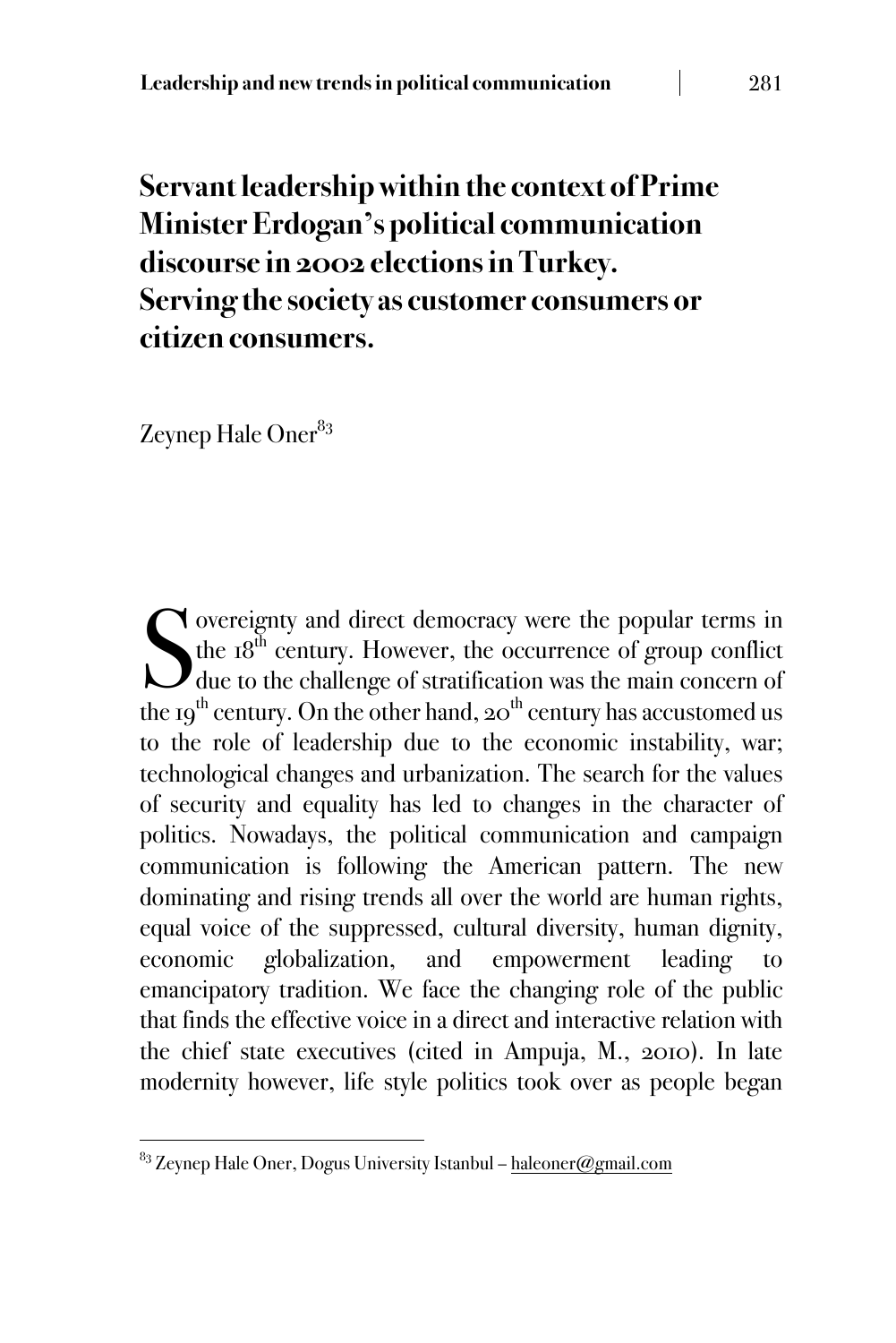# Servant leadership within the context of Prime Minister Erdogan's political communication discourse in 2002 elections in Turkey. Serving the society as customer consumers or citizen consumers.

Zeynep Hale Oner[83]

Sovereignty and direct democracy were the popular terms in the 18th century. However, the occurrence of group conflict due to the challenge of stratification was the main concern of the 19th century. On the other hand, 20th century has accustomed us to the role of leadership due to the economic instability, war; technological changes and urbanization. The search for the values of security and equality has led to changes in the character of politics. Nowadays, the political communication and campaign communication is following the American pattern. The new dominating and rising trends all over the world are human rights, equal voice of the suppressed, cultural diversity, human dignity, economic globalization, and empowerment leading to emancipatory tradition. We face the changing role of the public that finds the effective voice in a direct and interactive relation with the chief state executives (cited in Ampuja, M., 2010). In late modernity however, life style politics took over as people began

---

[83] Zeynep Hale Oner, Dogus University Istanbul – haleoner@gmail.com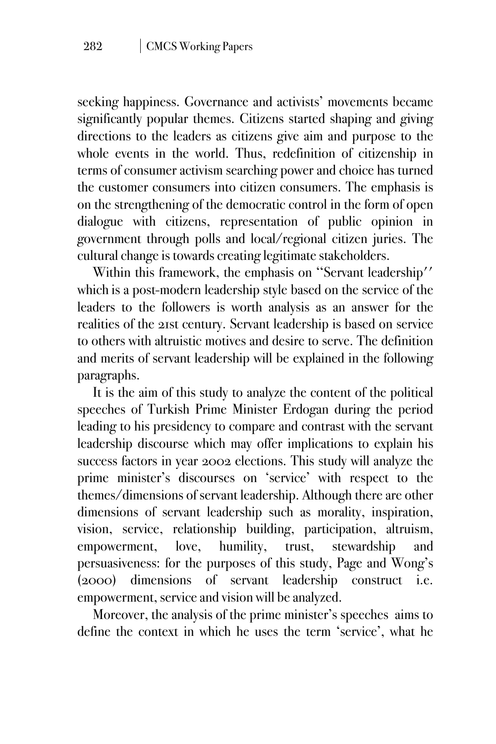seeking happiness. Governance and activists' movements became significantly popular themes. Citizens started shaping and giving directions to the leaders as citizens give aim and purpose to the whole events in the world. Thus, redefinition of citizenship in terms of consumer activism searching power and choice has turned the customer consumers into citizen consumers. The emphasis is on the strengthening of the democratic control in the form of open dialogue with citizens, representation of public opinion in government through polls and local/regional citizen juries. The cultural change is towards creating legitimate stakeholders.

Within this framework, the emphasis on "Servant leadership" which is a post-modern leadership style based on the service of the leaders to the followers is worth analysis as an answer for the realities of the 21st century. Servant leadership is based on service to others with altruistic motives and desire to serve. The definition and merits of servant leadership will be explained in the following paragraphs.

It is the aim of this study to analyze the content of the political speeches of Turkish Prime Minister Erdogan during the period leading to his presidency to compare and contrast with the servant leadership discourse which may offer implications to explain his success factors in year 2002 elections. This study will analyze the prime minister's discourses on 'service' with respect to the themes/dimensions of servant leadership. Although there are other dimensions of servant leadership such as morality, inspiration, vision, service, relationship building, participation, altruism, empowerment, love, humility, trust, stewardship and persuasiveness: for the purposes of this study, Page and Wong's (2000) dimensions of servant leadership construct i.e. empowerment, service and vision will be analyzed.

Moreover, the analysis of the prime minister's speeches aims to define the context in which he uses the term 'service', what he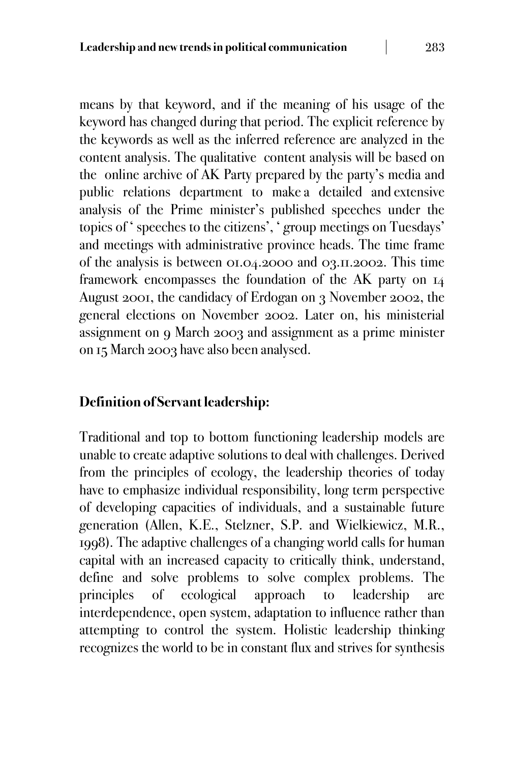means by that keyword, and if the meaning of his usage of the keyword has changed during that period. The explicit reference by the keywords as well as the inferred reference are analyzed in the content analysis. The qualitative content analysis will be based on the online archive of AK Party prepared by the party's media and public relations department to make a detailed and extensive analysis of the Prime minister's published speeches under the topics of ' speeches to the citizens', ' group meetings on Tuesdays' and meetings with administrative province heads. The time frame of the analysis is between 01.04.2000 and 03.11.2002. This time framework encompasses the foundation of the AK party on 14 August 2001, the candidacy of Erdogan on 3 November 2002, the general elections on November 2002. Later on, his ministerial assignment on 9 March 2003 and assignment as a prime minister on 15 March 2003 have also been analysed.

## Definition of Servant leadership:

Traditional and top to bottom functioning leadership models are unable to create adaptive solutions to deal with challenges. Derived from the principles of ecology, the leadership theories of today have to emphasize individual responsibility, long term perspective of developing capacities of individuals, and a sustainable future generation (Allen, K.E., Stelzner, S.P. and Wielkiewicz, M.R., 1998). The adaptive challenges of a changing world calls for human capital with an increased capacity to critically think, understand, define and solve problems to solve complex problems. The principles of ecological approach to leadership are interdependence, open system, adaptation to influence rather than attempting to control the system. Holistic leadership thinking recognizes the world to be in constant flux and strives for synthesis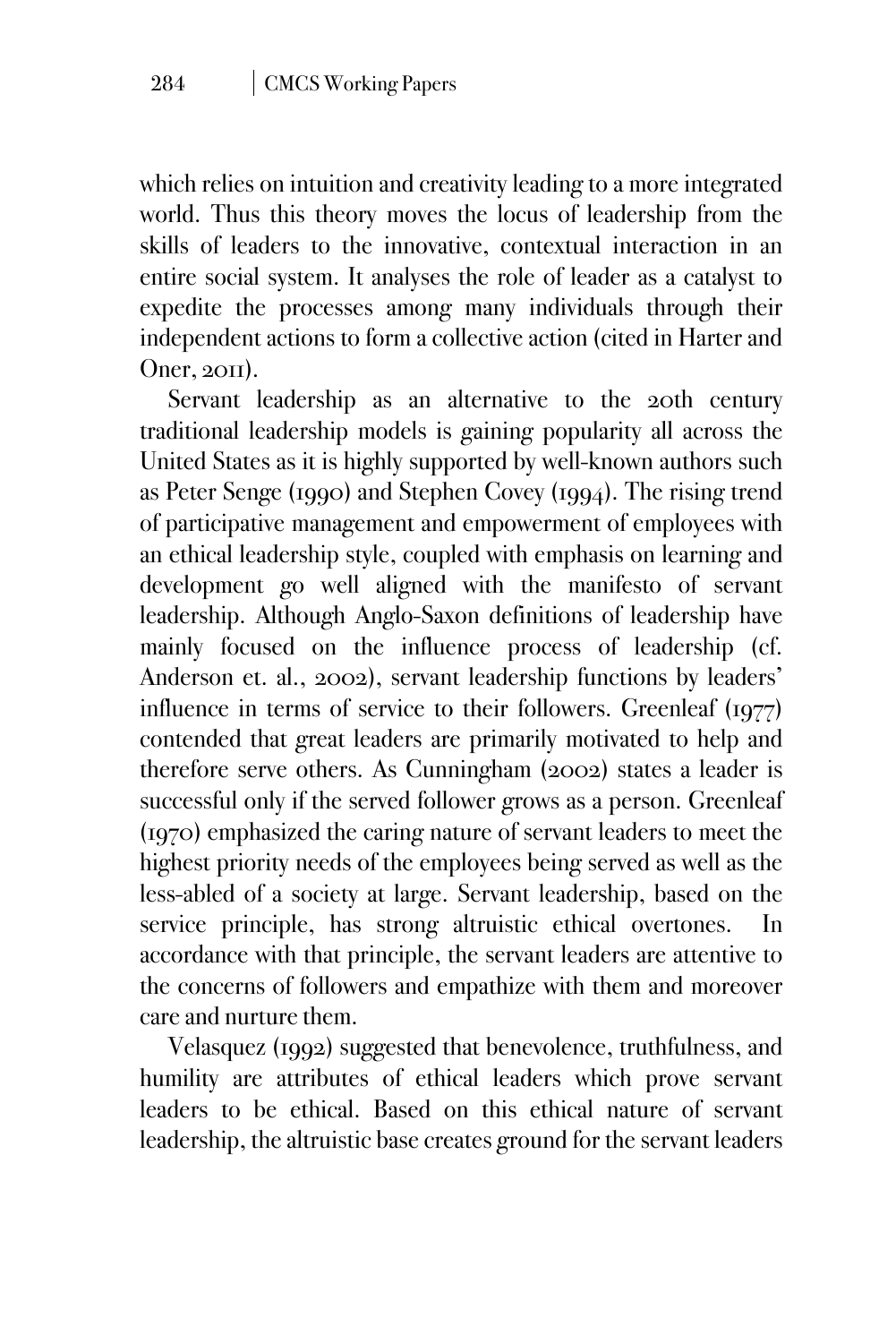which relies on intuition and creativity leading to a more integrated world. Thus this theory moves the locus of leadership from the skills of leaders to the innovative, contextual interaction in an entire social system. It analyses the role of leader as a catalyst to expedite the processes among many individuals through their independent actions to form a collective action (cited in Harter and Oner, 2011).

Servant leadership as an alternative to the 20th century traditional leadership models is gaining popularity all across the United States as it is highly supported by well-known authors such as Peter Senge (1990) and Stephen Covey (1994). The rising trend of participative management and empowerment of employees with an ethical leadership style, coupled with emphasis on learning and development go well aligned with the manifesto of servant leadership. Although Anglo-Saxon definitions of leadership have mainly focused on the influence process of leadership (cf. Anderson et. al., 2002), servant leadership functions by leaders' influence in terms of service to their followers. Greenleaf (1977) contended that great leaders are primarily motivated to help and therefore serve others. As Cunningham (2002) states a leader is successful only if the served follower grows as a person. Greenleaf (1970) emphasized the caring nature of servant leaders to meet the highest priority needs of the employees being served as well as the less-abled of a society at large. Servant leadership, based on the service principle, has strong altruistic ethical overtones. In accordance with that principle, the servant leaders are attentive to the concerns of followers and empathize with them and moreover care and nurture them.

Velasquez (1992) suggested that benevolence, truthfulness, and humility are attributes of ethical leaders which prove servant leaders to be ethical. Based on this ethical nature of servant leadership, the altruistic base creates ground for the servant leaders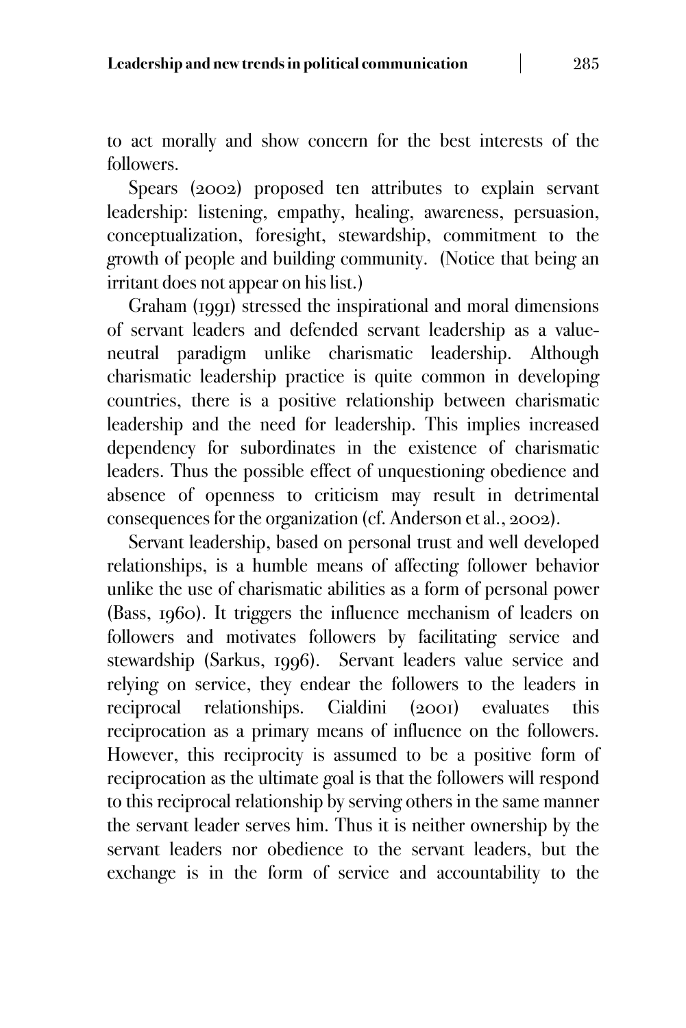to act morally and show concern for the best interests of the followers.

Spears (2002) proposed ten attributes to explain servant leadership: listening, empathy, healing, awareness, persuasion, conceptualization, foresight, stewardship, commitment to the growth of people and building community. (Notice that being an irritant does not appear on his list.)

Graham (1991) stressed the inspirational and moral dimensions of servant leaders and defended servant leadership as a value-neutral paradigm unlike charismatic leadership. Although charismatic leadership practice is quite common in developing countries, there is a positive relationship between charismatic leadership and the need for leadership. This implies increased dependency for subordinates in the existence of charismatic leaders. Thus the possible effect of unquestioning obedience and absence of openness to criticism may result in detrimental consequences for the organization (cf. Anderson et al., 2002).

Servant leadership, based on personal trust and well developed relationships, is a humble means of affecting follower behavior unlike the use of charismatic abilities as a form of personal power (Bass, 1960). It triggers the influence mechanism of leaders on followers and motivates followers by facilitating service and stewardship (Sarkus, 1996). Servant leaders value service and relying on service, they endear the followers to the leaders in reciprocal relationships. Cialdini (2001) evaluates this reciprocation as a primary means of influence on the followers. However, this reciprocity is assumed to be a positive form of reciprocation as the ultimate goal is that the followers will respond to this reciprocal relationship by serving others in the same manner the servant leader serves him. Thus it is neither ownership by the servant leaders nor obedience to the servant leaders, but the exchange is in the form of service and accountability to the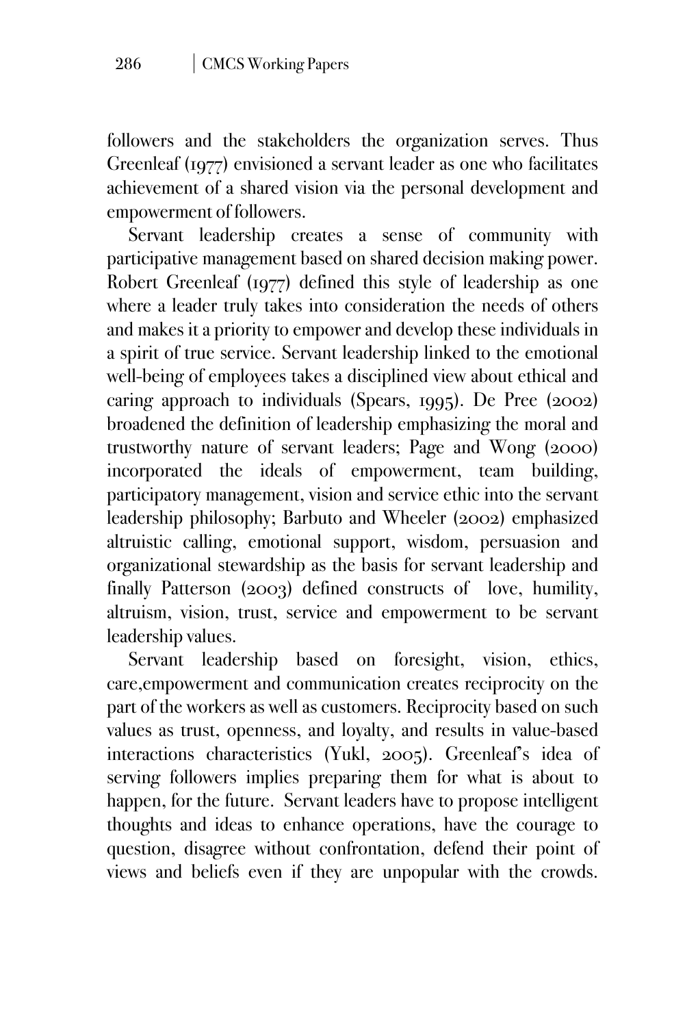followers and the stakeholders the organization serves. Thus Greenleaf (1977) envisioned a servant leader as one who facilitates achievement of a shared vision via the personal development and empowerment of followers.

Servant leadership creates a sense of community with participative management based on shared decision making power. Robert Greenleaf (1977) defined this style of leadership as one where a leader truly takes into consideration the needs of others and makes it a priority to empower and develop these individuals in a spirit of true service. Servant leadership linked to the emotional well-being of employees takes a disciplined view about ethical and caring approach to individuals (Spears, 1995). De Pree (2002) broadened the definition of leadership emphasizing the moral and trustworthy nature of servant leaders; Page and Wong (2000) incorporated the ideals of empowerment, team building, participatory management, vision and service ethic into the servant leadership philosophy; Barbuto and Wheeler (2002) emphasized altruistic calling, emotional support, wisdom, persuasion and organizational stewardship as the basis for servant leadership and finally Patterson (2003) defined constructs of love, humility, altruism, vision, trust, service and empowerment to be servant leadership values.

Servant leadership based on foresight, vision, ethics, care,empowerment and communication creates reciprocity on the part of the workers as well as customers. Reciprocity based on such values as trust, openness, and loyalty, and results in value-based interactions characteristics (Yukl, 2005). Greenleaf's idea of serving followers implies preparing them for what is about to happen, for the future. Servant leaders have to propose intelligent thoughts and ideas to enhance operations, have the courage to question, disagree without confrontation, defend their point of views and beliefs even if they are unpopular with the crowds.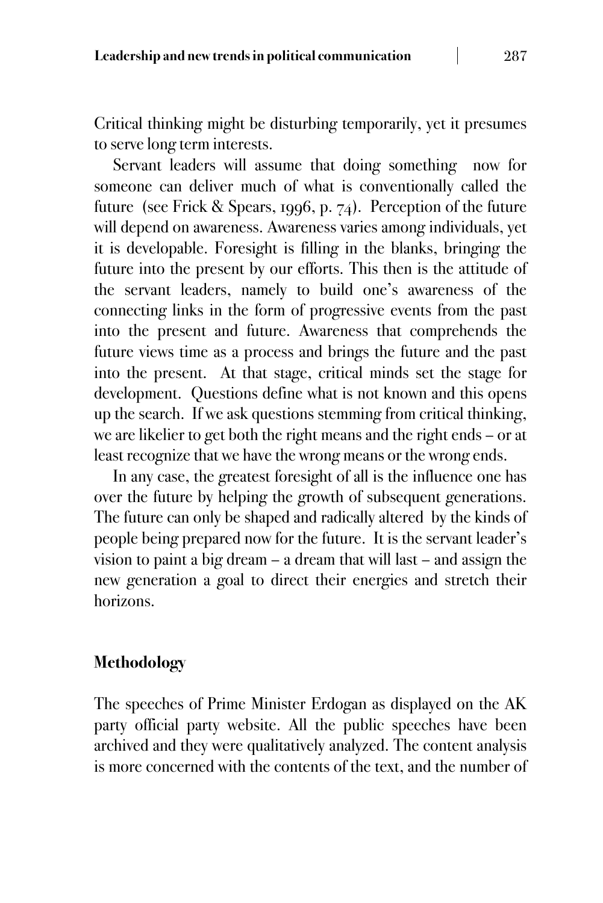Critical thinking might be disturbing temporarily, yet it presumes to serve long term interests.

Servant leaders will assume that doing something now for someone can deliver much of what is conventionally called the future (see Frick & Spears, 1996, p. 74). Perception of the future will depend on awareness. Awareness varies among individuals, yet it is developable. Foresight is filling in the blanks, bringing the future into the present by our efforts. This then is the attitude of the servant leaders, namely to build one's awareness of the connecting links in the form of progressive events from the past into the present and future. Awareness that comprehends the future views time as a process and brings the future and the past into the present. At that stage, critical minds set the stage for development. Questions define what is not known and this opens up the search. If we ask questions stemming from critical thinking, we are likelier to get both the right means and the right ends – or at least recognize that we have the wrong means or the wrong ends.

In any case, the greatest foresight of all is the influence one has over the future by helping the growth of subsequent generations. The future can only be shaped and radically altered by the kinds of people being prepared now for the future. It is the servant leader's vision to paint a big dream – a dream that will last – and assign the new generation a goal to direct their energies and stretch their horizons.

## Methodology

The speeches of Prime Minister Erdogan as displayed on the AK party official party website. All the public speeches have been archived and they were qualitatively analyzed. The content analysis is more concerned with the contents of the text, and the number of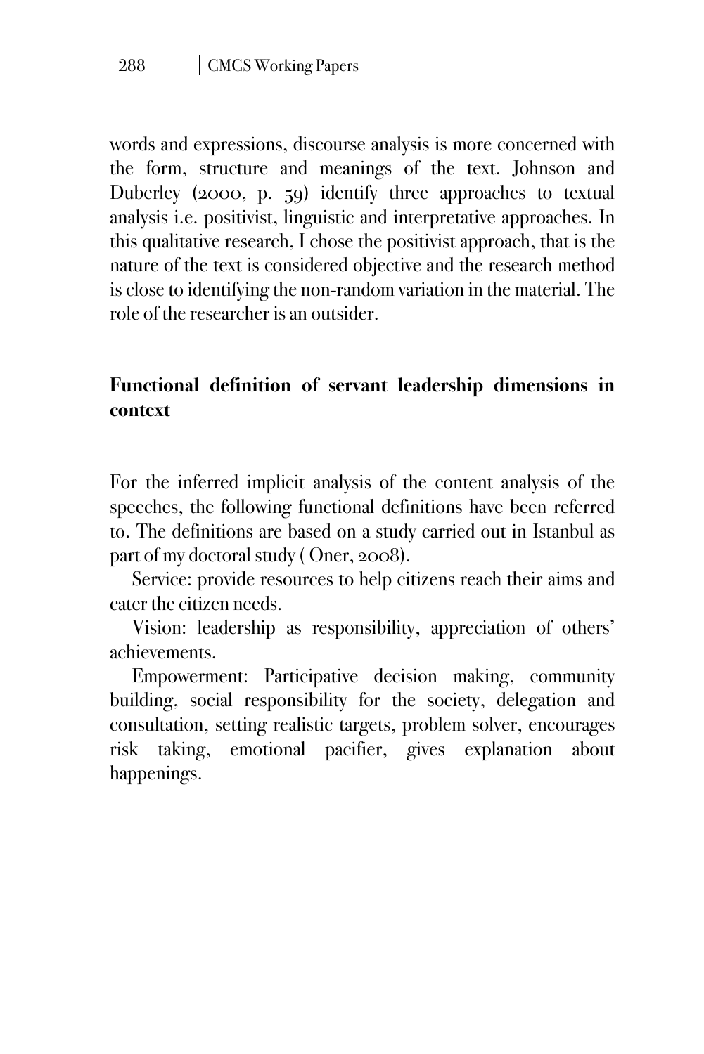words and expressions, discourse analysis is more concerned with the form, structure and meanings of the text. Johnson and Duberley (2000, p. 59) identify three approaches to textual analysis i.e. positivist, linguistic and interpretative approaches. In this qualitative research, I chose the positivist approach, that is the nature of the text is considered objective and the research method is close to identifying the non-random variation in the material. The role of the researcher is an outsider.

## Functional definition of servant leadership dimensions in context

For the inferred implicit analysis of the content analysis of the speeches, the following functional definitions have been referred to. The definitions are based on a study carried out in Istanbul as part of my doctoral study ( Oner, 2008).

Service: provide resources to help citizens reach their aims and cater the citizen needs.

Vision: leadership as responsibility, appreciation of others' achievements.

Empowerment: Participative decision making, community building, social responsibility for the society, delegation and consultation, setting realistic targets, problem solver, encourages risk taking, emotional pacifier, gives explanation about happenings.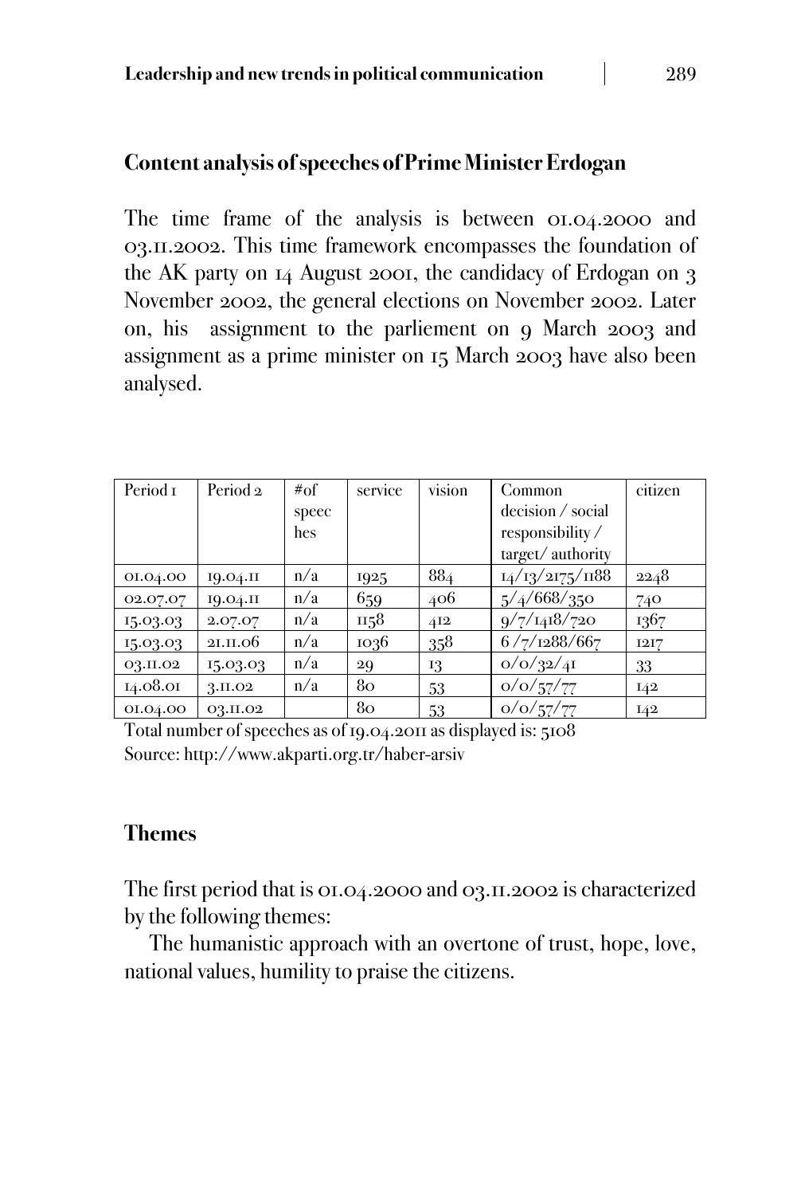## Content analysis of speeches of Prime Minister Erdogan

The time frame of the analysis is between 01.04.2000 and 03.11.2002. This time framework encompasses the foundation of the AK party on 14 August 2001, the candidacy of Erdogan on 3 November 2002, the general elections on November 2002. Later on, his assignment to the parliement on 9 March 2003 and assignment as a prime minister on 15 March 2003 have also been analysed.

| Period 1 | Period 2 | #of speeches | service | vision | Common decision / social responsibility / target/ authority | citizen |
|---|---|---|---|---|---|---|
| 01.04.00 | 19.04.11 | n/a | 1925 | 884 | 14/13/2175/1188 | 2248 |
| 02.07.07 | 19.04.11 | n/a | 659 | 406 | 5/4/668/350 | 740 |
| 15.03.03 | 2.07.07 | n/a | 1158 | 412 | 9/7/1418/720 | 1367 |
| 15.03.03 | 21.11.06 | n/a | 1036 | 358 | 6 /7/1288/667 | 1217 |
| 03.11.02 | 15.03.03 | n/a | 29 | 13 | 0/0/32/41 | 33 |
| 14.08.01 | 3.11.02 | n/a | 80 | 53 | 0/0/57/77 | 142 |
| 01.04.00 | 03.11.02 | | 80 | 53 | 0/0/57/77 | 142 |

Total number of speeches as of 19.04.2011 as displayed is: 5108
Source: http://www.akparti.org.tr/haber-arsiv

## Themes

The first period that is 01.04.2000 and 03.11.2002 is characterized by the following themes:

The humanistic approach with an overtone of trust, hope, love, national values, humility to praise the citizens.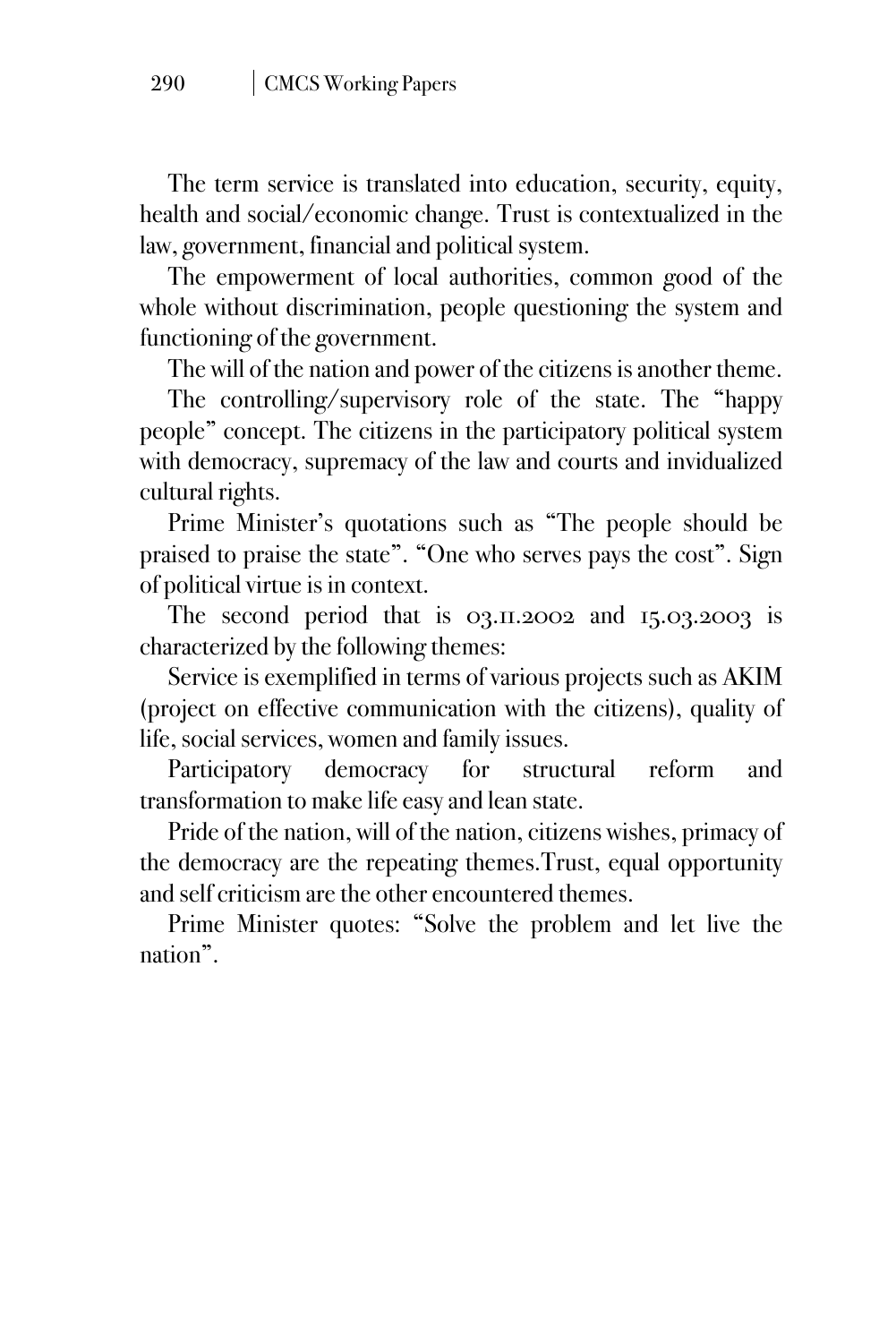The term service is translated into education, security, equity, health and social/economic change. Trust is contextualized in the law, government, financial and political system.

The empowerment of local authorities, common good of the whole without discrimination, people questioning the system and functioning of the government.

The will of the nation and power of the citizens is another theme.

The controlling/supervisory role of the state. The "happy people" concept. The citizens in the participatory political system with democracy, supremacy of the law and courts and invidualized cultural rights.

Prime Minister's quotations such as "The people should be praised to praise the state". "One who serves pays the cost". Sign of political virtue is in context.

The second period that is 03.11.2002 and 15.03.2003 is characterized by the following themes:

Service is exemplified in terms of various projects such as AKIM (project on effective communication with the citizens), quality of life, social services, women and family issues.

Participatory democracy for structural reform and transformation to make life easy and lean state.

Pride of the nation, will of the nation, citizens wishes, primacy of the democracy are the repeating themes.Trust, equal opportunity and self criticism are the other encountered themes.

Prime Minister quotes: "Solve the problem and let live the nation".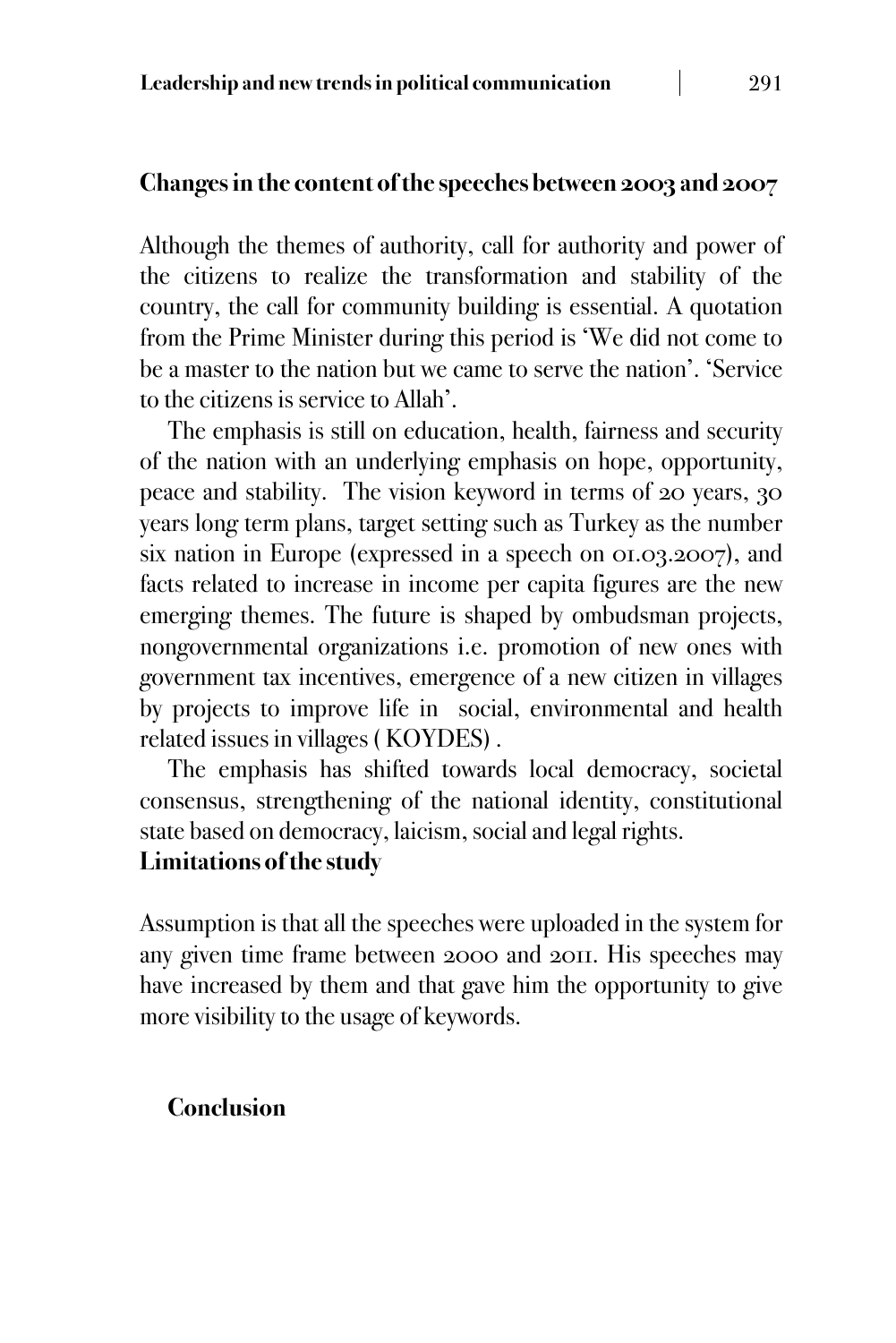## Changes in the content of the speeches between 2003 and 2007

Although the themes of authority, call for authority and power of the citizens to realize the transformation and stability of the country, the call for community building is essential. A quotation from the Prime Minister during this period is 'We did not come to be a master to the nation but we came to serve the nation'. 'Service to the citizens is service to Allah'.

The emphasis is still on education, health, fairness and security of the nation with an underlying emphasis on hope, opportunity, peace and stability. The vision keyword in terms of 20 years, 30 years long term plans, target setting such as Turkey as the number six nation in Europe (expressed in a speech on 01.03.2007), and facts related to increase in income per capita figures are the new emerging themes. The future is shaped by ombudsman projects, nongovernmental organizations i.e. promotion of new ones with government tax incentives, emergence of a new citizen in villages by projects to improve life in social, environmental and health related issues in villages ( KOYDES) .

The emphasis has shifted towards local democracy, societal consensus, strengthening of the national identity, constitutional state based on democracy, laicism, social and legal rights.

## Limitations of the study

Assumption is that all the speeches were uploaded in the system for any given time frame between 2000 and 2011. His speeches may have increased by them and that gave him the opportunity to give more visibility to the usage of keywords.

## Conclusion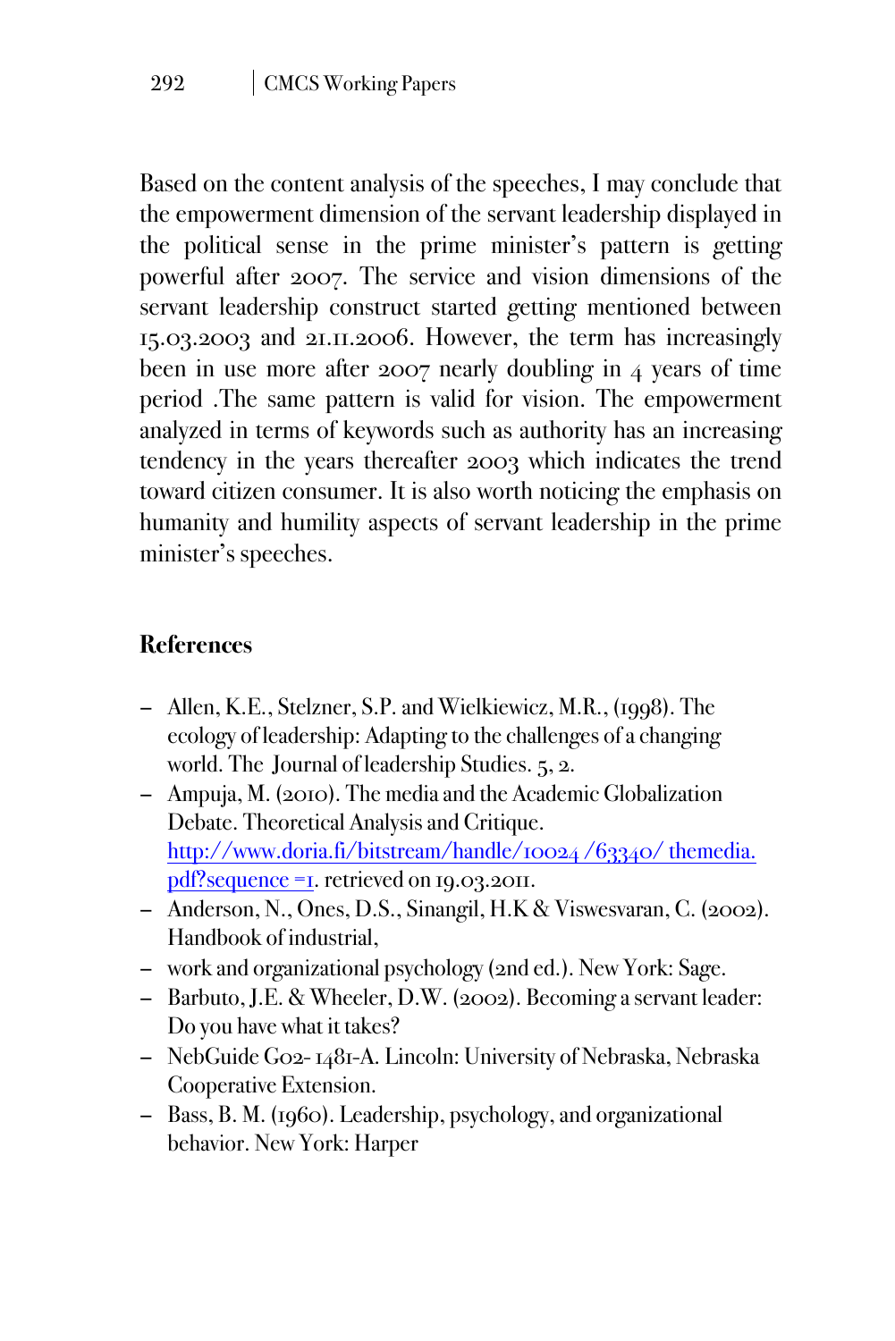Based on the content analysis of the speeches, I may conclude that the empowerment dimension of the servant leadership displayed in the political sense in the prime minister's pattern is getting powerful after 2007. The service and vision dimensions of the servant leadership construct started getting mentioned between 15.03.2003 and 21.11.2006. However, the term has increasingly been in use more after 2007 nearly doubling in 4 years of time period .The same pattern is valid for vision. The empowerment analyzed in terms of keywords such as authority has an increasing tendency in the years thereafter 2003 which indicates the trend toward citizen consumer. It is also worth noticing the emphasis on humanity and humility aspects of servant leadership in the prime minister's speeches.

## References

- Allen, K.E., Stelzner, S.P. and Wielkiewicz, M.R., (1998). The ecology of leadership: Adapting to the challenges of a changing world. The Journal of leadership Studies. 5, 2.
- Ampuja, M. (2010). The media and the Academic Globalization Debate. Theoretical Analysis and Critique. http://www.doria.fi/bitstream/handle/10024 /63340/ themedia.pdf?sequence =1. retrieved on 19.03.2011.
- Anderson, N., Ones, D.S., Sinangil, H.K & Viswesvaran, C. (2002). Handbook of industrial,
- work and organizational psychology (2nd ed.). New York: Sage.
- Barbuto, J.E. & Wheeler, D.W. (2002). Becoming a servant leader: Do you have what it takes?
- NebGuide G02- 1481-A. Lincoln: University of Nebraska, Nebraska Cooperative Extension.
- Bass, B. M. (1960). Leadership, psychology, and organizational behavior. New York: Harper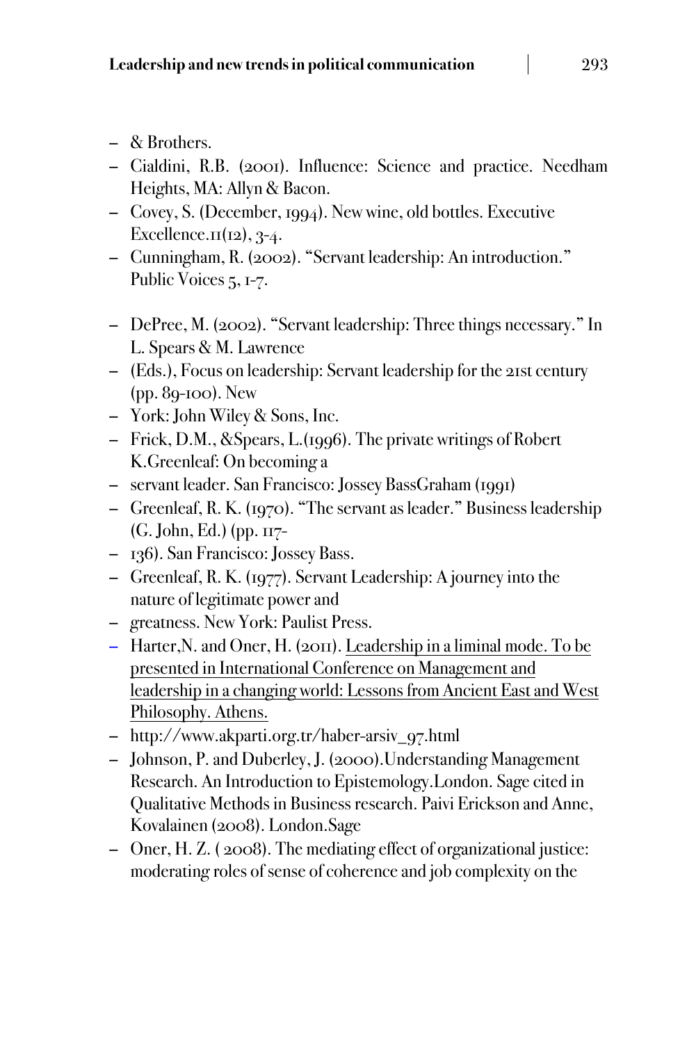- & Brothers.
- Cialdini, R.B. (2001). Influence: Science and practice. Needham Heights, MA: Allyn & Bacon.
- Covey, S. (December, 1994). New wine, old bottles. Executive Excellence.11(12), 3-4.
- Cunningham, R. (2002). "Servant leadership: An introduction." Public Voices 5, 1-7.
- DePree, M. (2002). "Servant leadership: Three things necessary." In L. Spears & M. Lawrence
- (Eds.), Focus on leadership: Servant leadership for the 21st century (pp. 89-100). New
- York: John Wiley & Sons, Inc.
- Frick, D.M., &Spears, L.(1996). The private writings of Robert K.Greenleaf: On becoming a
- servant leader. San Francisco: Jossey BassGraham (1991)
- Greenleaf, R. K. (1970). "The servant as leader." Business leadership (G. John, Ed.) (pp. 117-
- 136). San Francisco: Jossey Bass.
- Greenleaf, R. K. (1977). Servant Leadership: A journey into the nature of legitimate power and
- greatness. New York: Paulist Press.
- Harter,N. and Oner, H. (2011). Leadership in a liminal mode. To be presented in International Conference on Management and leadership in a changing world: Lessons from Ancient East and West Philosophy. Athens.
- http://www.akparti.org.tr/haber-arsiv_97.html
- Johnson, P. and Duberley, J. (2000).Understanding Management Research. An Introduction to Epistemology.London. Sage cited in Qualitative Methods in Business research. Paivi Erickson and Anne, Kovalainen (2008). London.Sage
- Oner, H. Z. ( 2008). The mediating effect of organizational justice: moderating roles of sense of coherence and job complexity on the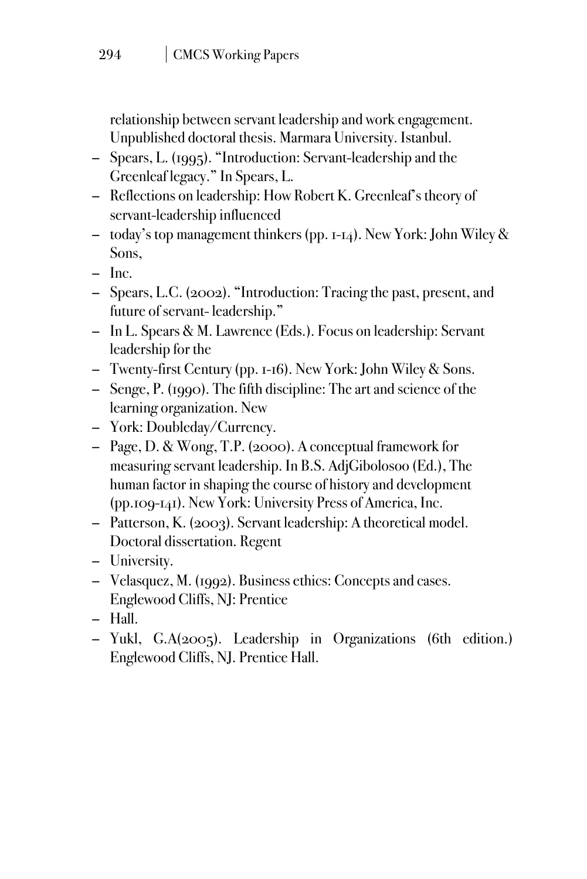relationship between servant leadership and work engagement. Unpublished doctoral thesis. Marmara University. Istanbul.

- Spears, L. (1995). "Introduction: Servant-leadership and the Greenleaf legacy." In Spears, L.
- Reflections on leadership: How Robert K. Greenleaf's theory of servant-leadership influenced
- today's top management thinkers (pp. 1-14). New York: John Wiley & Sons,
- Inc.
- Spears, L.C. (2002). "Introduction: Tracing the past, present, and future of servant- leadership."
- In L. Spears & M. Lawrence (Eds.). Focus on leadership: Servant leadership for the
- Twenty-first Century (pp. 1-16). New York: John Wiley & Sons.
- Senge, P. (1990). The fifth discipline: The art and science of the learning organization. New
- York: Doubleday/Currency.
- Page, D. & Wong, T.P. (2000). A conceptual framework for measuring servant leadership. In B.S. AdjGibolosoo (Ed.), The human factor in shaping the course of history and development (pp.109-141). New York: University Press of America, Inc.
- Patterson, K. (2003). Servant leadership: A theoretical model. Doctoral dissertation. Regent
- University.
- Velasquez, M. (1992). Business ethics: Concepts and cases. Englewood Cliffs, NJ: Prentice
- Hall.
- Yukl, G.A(2005). Leadership in Organizations (6th edition.) Englewood Cliffs, NJ. Prentice Hall.